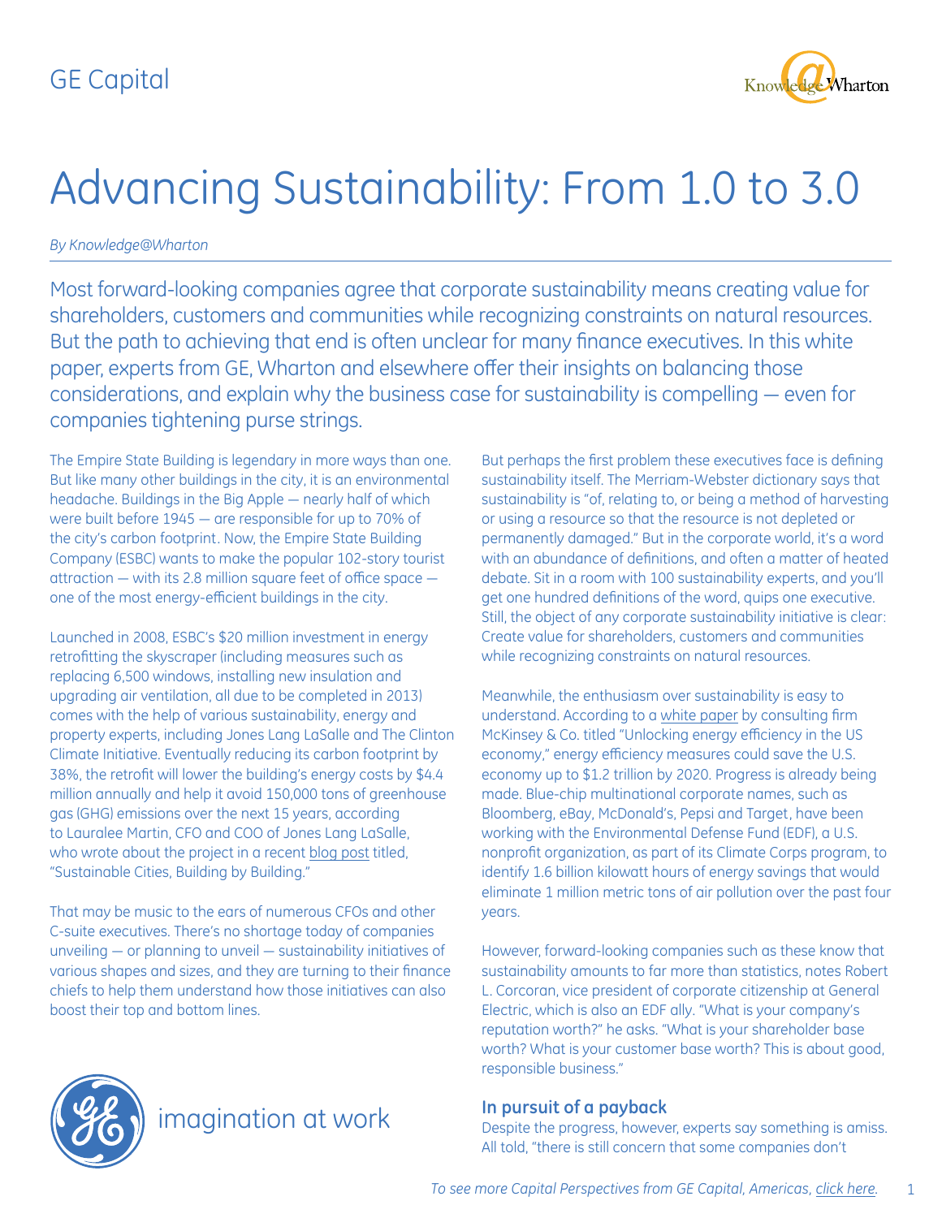GE Capital

# Advancing Sustainability: From 1.0 to 3.0

*By Knowledge@Wharton*

Most forward-looking companies agree that corporate sustainability means creating value for shareholders, customers and communities while recognizing constraints on natural resources. But the path to achieving that end is often unclear for many finance executives. In this white paper, experts from GE, Wharton and elsewhere offer their insights on balancing those considerations, and explain why the business case for sustainability is compelling — even for companies tightening purse strings.

The Empire State Building is legendary in more ways than one. But like many other buildings in the city, it is an environmental headache. Buildings in the Big Apple — nearly half of which were built before 1945 — are responsible for up to 70% of the city's carbon footprint. Now, the Empire State Building Company (ESBC) wants to make the popular 102-story tourist attraction — with its 2.8 million square feet of office space — one of the most energy-efficient buildings in the city.

Launched in 2008, ESBC's $20 million investment in energy retrofitting the skyscraper (including measures such as replacing 6,500 windows, installing new insulation and upgrading air ventilation, all due to be completed in 2013) comes with the help of various sustainability, energy and property experts, including Jones Lang LaSalle and The Clinton Climate Initiative. Eventually reducing its carbon footprint by 38%, the retrofit will lower the building's energy costs by $4.4 million annually and help it avoid 150,000 tons of greenhouse gas (GHG) emissions over the next 15 years, according to Lauralee Martin, CFO and COO of Jones Lang LaSalle, who wrote about the project in a recent blog post titled, "Sustainable Cities, Building by Building."

That may be music to the ears of numerous CFOs and other C-suite executives. There's no shortage today of companies unveiling — or planning to unveil — sustainability initiatives of various shapes and sizes, and they are turning to their finance chiefs to help them understand how those initiatives can also boost their top and bottom lines.

But perhaps the first problem these executives face is defining sustainability itself. The Merriam-Webster dictionary says that sustainability is "of, relating to, or being a method of harvesting or using a resource so that the resource is not depleted or permanently damaged." But in the corporate world, it's a word with an abundance of definitions, and often a matter of heated debate. Sit in a room with 100 sustainability experts, and you'll get one hundred definitions of the word, quips one executive. Still, the object of any corporate sustainability initiative is clear: Create value for shareholders, customers and communities while recognizing constraints on natural resources.

Meanwhile, the enthusiasm over sustainability is easy to understand. According to a white paper by consulting firm McKinsey & Co. titled "Unlocking energy efficiency in the US economy," energy efficiency measures could save the U.S. economy up to $1.2 trillion by 2020. Progress is already being made. Blue-chip multinational corporate names, such as Bloomberg, eBay, McDonald's, Pepsi and Target, have been working with the Environmental Defense Fund (EDF), a U.S. nonprofit organization, as part of its Climate Corps program, to identify 1.6 billion kilowatt hours of energy savings that would eliminate 1 million metric tons of air pollution over the past four years.

However, forward-looking companies such as these know that sustainability amounts to far more than statistics, notes Robert L. Corcoran, vice president of corporate citizenship at General Electric, which is also an EDF ally. "What is your company's reputation worth?" he asks. "What is your shareholder base worth? What is your customer base worth? This is about good, responsible business."

## In pursuit of a payback

Despite the progress, however, experts say something is amiss. All told, "there is still concern that some companies don't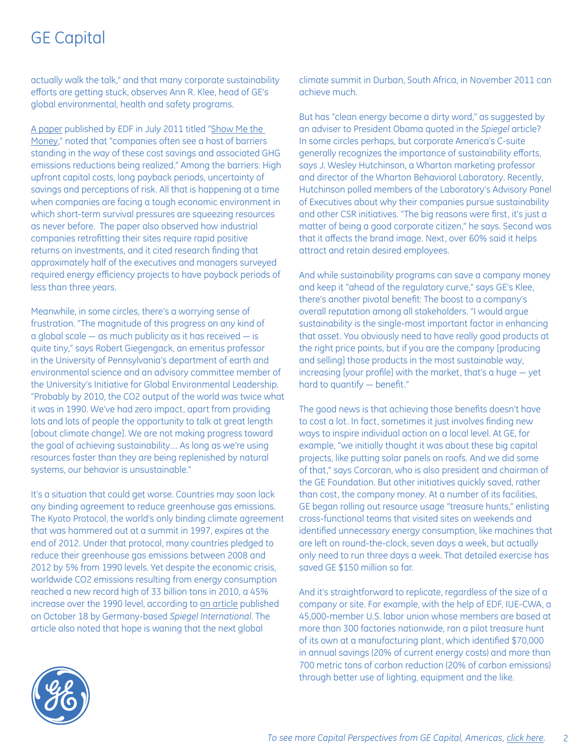actually walk the talk," and that many corporate sustainability efforts are getting stuck, observes Ann R. Klee, head of GE's global environmental, health and safety programs.

A paper published by EDF in July 2011 titled "Show Me the Money," noted that "companies often see a host of barriers standing in the way of these cost savings and associated GHG emissions reductions being realized." Among the barriers: High upfront capital costs, long payback periods, uncertainty of savings and perceptions of risk. All that is happening at a time when companies are facing a tough economic environment in which short-term survival pressures are squeezing resources as never before. The paper also observed how industrial companies retrofitting their sites require rapid positive returns on investments, and it cited research finding that approximately half of the executives and managers surveyed required energy efficiency projects to have payback periods of less than three years.

Meanwhile, in some circles, there's a worrying sense of frustration. "The magnitude of this progress on any kind of a global scale — as much publicity as it has received — is quite tiny," says Robert Giegengack, an emeritus professor in the University of Pennsylvania's department of earth and environmental science and an advisory committee member of the University's Initiative for Global Environmental Leadership. "Probably by 2010, the CO2 output of the world was twice what it was in 1990. We've had zero impact, apart from providing lots and lots of people the opportunity to talk at great length [about climate change]. We are not making progress toward the goal of achieving sustainability.... As long as we're using resources faster than they are being replenished by natural systems, our behavior is unsustainable."

It's a situation that could get worse. Countries may soon lack any binding agreement to reduce greenhouse gas emissions. The Kyoto Protocol, the world's only binding climate agreement that was hammered out at a summit in 1997, expires at the end of 2012. Under that protocol, many countries pledged to reduce their greenhouse gas emissions between 2008 and 2012 by 5% from 1990 levels. Yet despite the economic crisis, worldwide CO2 emissions resulting from energy consumption reached a new record high of 33 billion tons in 2010, a 45% increase over the 1990 level, according to an article published on October 18 by Germany-based *Spiegel International*. The article also noted that hope is waning that the next global climate summit in Durban, South Africa, in November 2011 can achieve much.

But has "clean energy become a dirty word," as suggested by an adviser to President Obama quoted in the *Spiegel* article? In some circles perhaps, but corporate America's C-suite generally recognizes the importance of sustainability efforts, says J. Wesley Hutchinson, a Wharton marketing professor and director of the Wharton Behavioral Laboratory. Recently, Hutchinson polled members of the Laboratory's Advisory Panel of Executives about why their companies pursue sustainability and other CSR initiatives. "The big reasons were first, it's just a matter of being a good corporate citizen," he says. Second was that it affects the brand image. Next, over 60% said it helps attract and retain desired employees.

And while sustainability programs can save a company money and keep it "ahead of the regulatory curve," says GE's Klee, there's another pivotal benefit: The boost to a company's overall reputation among all stakeholders. "I would argue sustainability is the single-most important factor in enhancing that asset. You obviously need to have really good products at the right price points, but if you are the company [producing and selling] those products in the most sustainable way, increasing [your profile] with the market, that's a huge — yet hard to quantify — benefit."

The good news is that achieving those benefits doesn't have to cost a lot. In fact, sometimes it just involves finding new ways to inspire individual action on a local level. At GE, for example, "we initially thought it was about these big capital projects, like putting solar panels on roofs. And we did some of that," says Corcoran, who is also president and chairman of the GE Foundation. But other initiatives quickly saved, rather than cost, the company money. At a number of its facilities, GE began rolling out resource usage "treasure hunts," enlisting cross-functional teams that visited sites on weekends and identified unnecessary energy consumption, like machines that are left on round-the-clock, seven days a week, but actually only need to run three days a week. That detailed exercise has saved GE $150 million so far.

And it's straightforward to replicate, regardless of the size of a company or site. For example, with the help of EDF, IUE-CWA, a 45,000-member U.S. labor union whose members are based at more than 300 factories nationwide, ran a pilot treasure hunt of its own at a manufacturing plant, which identified $70,000 in annual savings (20% of current energy costs) and more than 700 metric tons of carbon reduction (20% of carbon emissions) through better use of lighting, equipment and the like.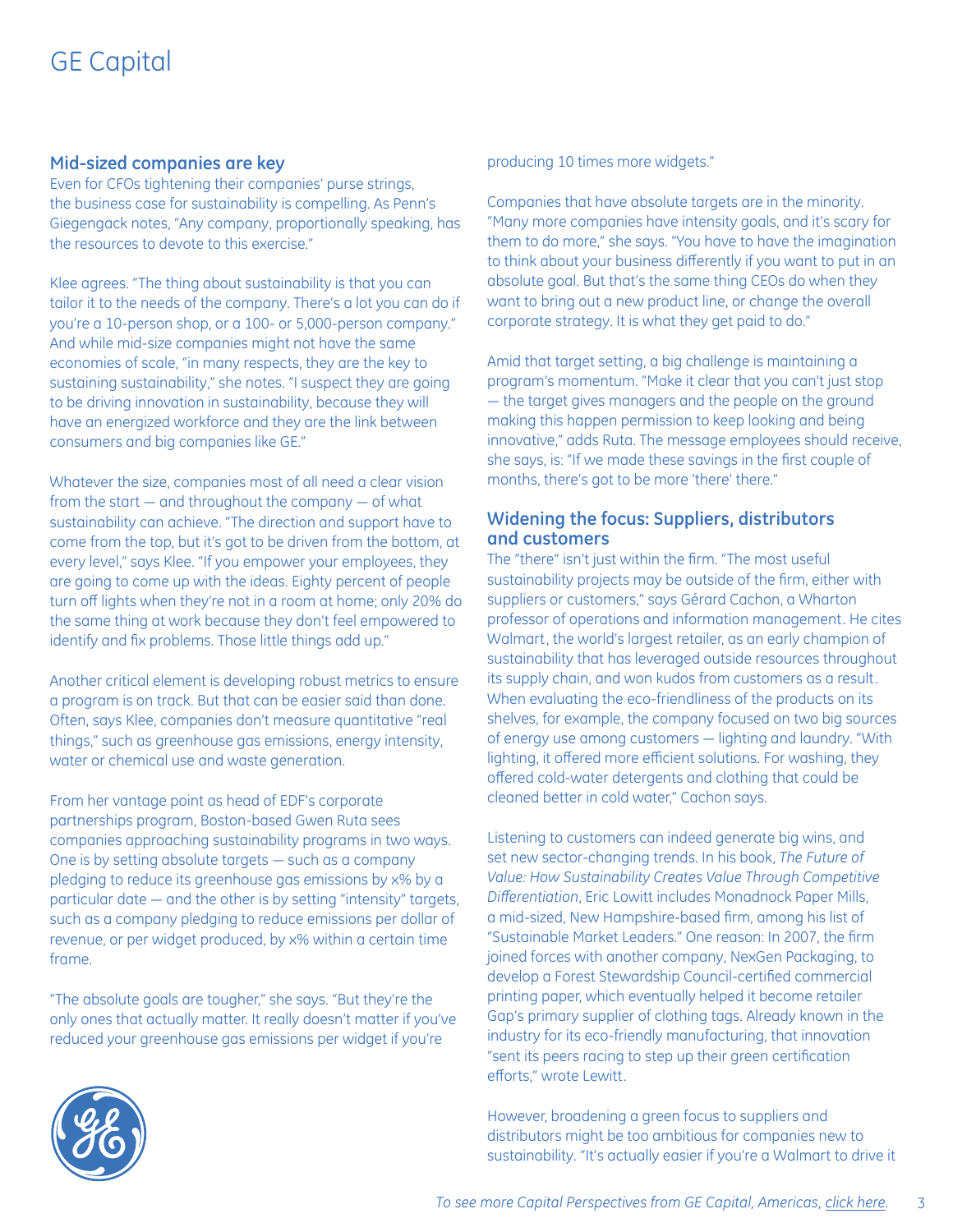## Mid-sized companies are key

Even for CFOs tightening their companies' purse strings, the business case for sustainability is compelling. As Penn's Giegengack notes, "Any company, proportionally speaking, has the resources to devote to this exercise."

Klee agrees. "The thing about sustainability is that you can tailor it to the needs of the company. There's a lot you can do if you're a 10-person shop, or a 100- or 5,000-person company." And while mid-size companies might not have the same economies of scale, "in many respects, they are the key to sustaining sustainability," she notes. "I suspect they are going to be driving innovation in sustainability, because they will have an energized workforce and they are the link between consumers and big companies like GE."

Whatever the size, companies most of all need a clear vision from the start — and throughout the company — of what sustainability can achieve. "The direction and support have to come from the top, but it's got to be driven from the bottom, at every level," says Klee. "If you empower your employees, they are going to come up with the ideas. Eighty percent of people turn off lights when they're not in a room at home; only 20% do the same thing at work because they don't feel empowered to identify and fix problems. Those little things add up."

Another critical element is developing robust metrics to ensure a program is on track. But that can be easier said than done. Often, says Klee, companies don't measure quantitative "real things," such as greenhouse gas emissions, energy intensity, water or chemical use and waste generation.

From her vantage point as head of EDF's corporate partnerships program, Boston-based Gwen Ruta sees companies approaching sustainability programs in two ways. One is by setting absolute targets — such as a company pledging to reduce its greenhouse gas emissions by x% by a particular date — and the other is by setting "intensity" targets, such as a company pledging to reduce emissions per dollar of revenue, or per widget produced, by x% within a certain time frame.

"The absolute goals are tougher," she says. "But they're the only ones that actually matter. It really doesn't matter if you've reduced your greenhouse gas emissions per widget if you're producing 10 times more widgets."

Companies that have absolute targets are in the minority. "Many more companies have intensity goals, and it's scary for them to do more," she says. "You have to have the imagination to think about your business differently if you want to put in an absolute goal. But that's the same thing CEOs do when they want to bring out a new product line, or change the overall corporate strategy. It is what they get paid to do."

Amid that target setting, a big challenge is maintaining a program's momentum. "Make it clear that you can't just stop — the target gives managers and the people on the ground making this happen permission to keep looking and being innovative," adds Ruta. The message employees should receive, she says, is: "If we made these savings in the first couple of months, there's got to be more 'there' there."

## Widening the focus: Suppliers, distributors and customers

The "there" isn't just within the firm. "The most useful sustainability projects may be outside of the firm, either with suppliers or customers," says Gérard Cachon, a Wharton professor of operations and information management. He cites Walmart, the world's largest retailer, as an early champion of sustainability that has leveraged outside resources throughout its supply chain, and won kudos from customers as a result. When evaluating the eco-friendliness of the products on its shelves, for example, the company focused on two big sources of energy use among customers — lighting and laundry. "With lighting, it offered more efficient solutions. For washing, they offered cold-water detergents and clothing that could be cleaned better in cold water," Cachon says.

Listening to customers can indeed generate big wins, and set new sector-changing trends. In his book, *The Future of Value: How Sustainability Creates Value Through Competitive Differentiation*, Eric Lowitt includes Monadnock Paper Mills, a mid-sized, New Hampshire-based firm, among his list of "Sustainable Market Leaders." One reason: In 2007, the firm joined forces with another company, NexGen Packaging, to develop a Forest Stewardship Council-certified commercial printing paper, which eventually helped it become retailer Gap's primary supplier of clothing tags. Already known in the industry for its eco-friendly manufacturing, that innovation "sent its peers racing to step up their green certification efforts," wrote Lewitt.

However, broadening a green focus to suppliers and distributors might be too ambitious for companies new to sustainability. "It's actually easier if you're a Walmart to drive it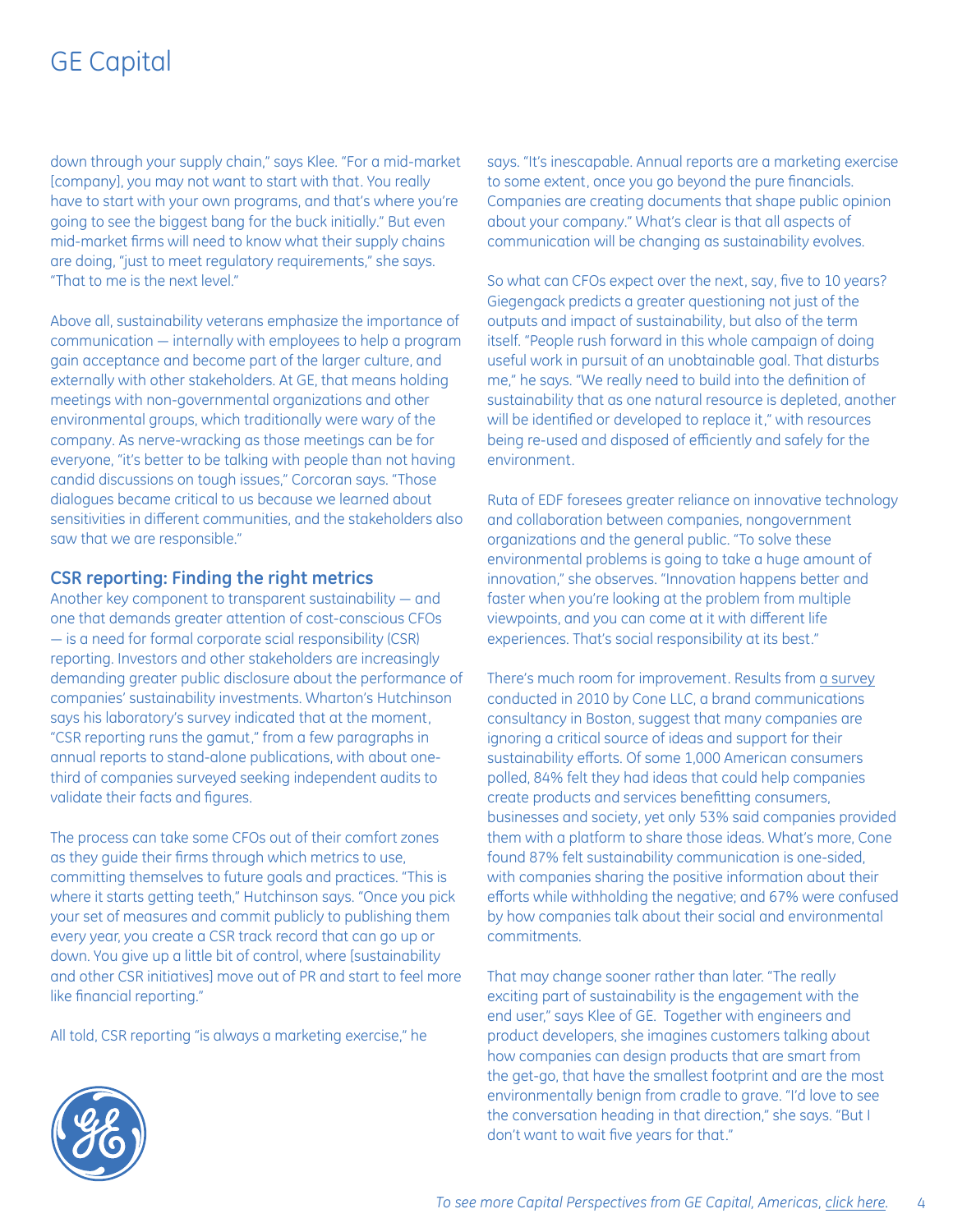down through your supply chain," says Klee. "For a mid-market [company], you may not want to start with that. You really have to start with your own programs, and that's where you're going to see the biggest bang for the buck initially." But even mid-market firms will need to know what their supply chains are doing, "just to meet regulatory requirements," she says. "That to me is the next level."

Above all, sustainability veterans emphasize the importance of communication — internally with employees to help a program gain acceptance and become part of the larger culture, and externally with other stakeholders. At GE, that means holding meetings with non-governmental organizations and other environmental groups, which traditionally were wary of the company. As nerve-wracking as those meetings can be for everyone, "it's better to be talking with people than not having candid discussions on tough issues," Corcoran says. "Those dialogues became critical to us because we learned about sensitivities in different communities, and the stakeholders also saw that we are responsible."

### CSR reporting: Finding the right metrics

Another key component to transparent sustainability — and one that demands greater attention of cost-conscious CFOs — is a need for formal corporate scial responsibility (CSR) reporting. Investors and other stakeholders are increasingly demanding greater public disclosure about the performance of companies' sustainability investments. Wharton's Hutchinson says his laboratory's survey indicated that at the moment, "CSR reporting runs the gamut," from a few paragraphs in annual reports to stand-alone publications, with about one-third of companies surveyed seeking independent audits to validate their facts and figures.

The process can take some CFOs out of their comfort zones as they guide their firms through which metrics to use, committing themselves to future goals and practices. "This is where it starts getting teeth," Hutchinson says. "Once you pick your set of measures and commit publicly to publishing them every year, you create a CSR track record that can go up or down. You give up a little bit of control, where [sustainability and other CSR initiatives] move out of PR and start to feel more like financial reporting."

All told, CSR reporting "is always a marketing exercise," he says. "It's inescapable. Annual reports are a marketing exercise to some extent, once you go beyond the pure financials. Companies are creating documents that shape public opinion about your company." What's clear is that all aspects of communication will be changing as sustainability evolves.

So what can CFOs expect over the next, say, five to 10 years? Giegengack predicts a greater questioning not just of the outputs and impact of sustainability, but also of the term itself. "People rush forward in this whole campaign of doing useful work in pursuit of an unobtainable goal. That disturbs me," he says. "We really need to build into the definition of sustainability that as one natural resource is depleted, another will be identified or developed to replace it," with resources being re-used and disposed of efficiently and safely for the environment.

Ruta of EDF foresees greater reliance on innovative technology and collaboration between companies, nongovernment organizations and the general public. "To solve these environmental problems is going to take a huge amount of innovation," she observes. "Innovation happens better and faster when you're looking at the problem from multiple viewpoints, and you can come at it with different life experiences. That's social responsibility at its best."

There's much room for improvement. Results from a survey conducted in 2010 by Cone LLC, a brand communications consultancy in Boston, suggest that many companies are ignoring a critical source of ideas and support for their sustainability efforts. Of some 1,000 American consumers polled, 84% felt they had ideas that could help companies create products and services benefitting consumers, businesses and society, yet only 53% said companies provided them with a platform to share those ideas. What's more, Cone found 87% felt sustainability communication is one-sided, with companies sharing the positive information about their efforts while withholding the negative; and 67% were confused by how companies talk about their social and environmental commitments.

That may change sooner rather than later. "The really exciting part of sustainability is the engagement with the end user," says Klee of GE. Together with engineers and product developers, she imagines customers talking about how companies can design products that are smart from the get-go, that have the smallest footprint and are the most environmentally benign from cradle to grave. "I'd love to see the conversation heading in that direction," she says. "But I don't want to wait five years for that."

*To see more Capital Perspectives from GE Capital, Americas, click here.*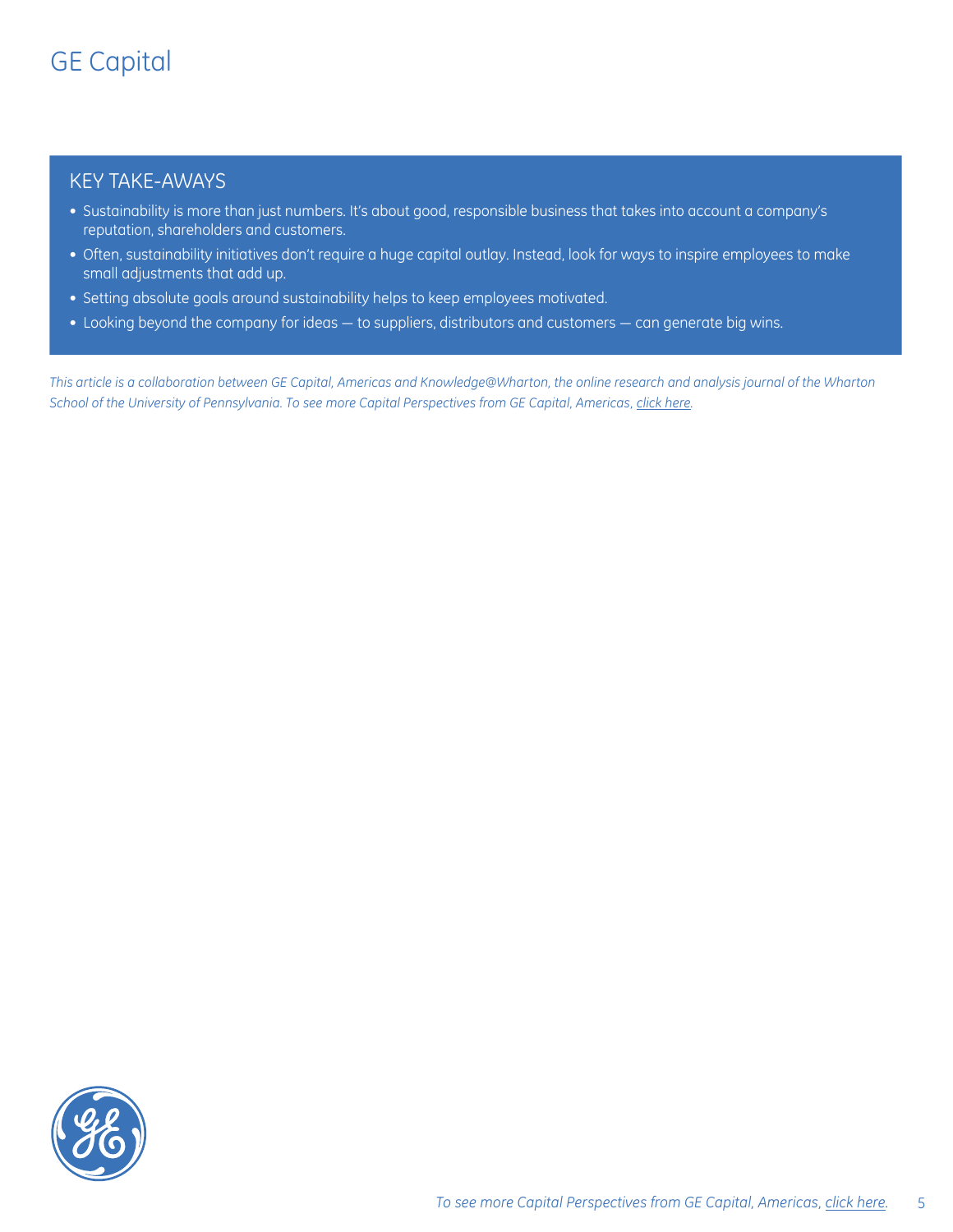## KEY TAKE-AWAYS

- Sustainability is more than just numbers. It's about good, responsible business that takes into account a company's reputation, shareholders and customers.
- Often, sustainability initiatives don't require a huge capital outlay. Instead, look for ways to inspire employees to make small adjustments that add up.
- Setting absolute goals around sustainability helps to keep employees motivated.
- Looking beyond the company for ideas — to suppliers, distributors and customers — can generate big wins.

*This article is a collaboration between GE Capital, Americas and Knowledge@Wharton, the online research and analysis journal of the Wharton School of the University of Pennsylvania. To see more Capital Perspectives from GE Capital, Americas, click here.*